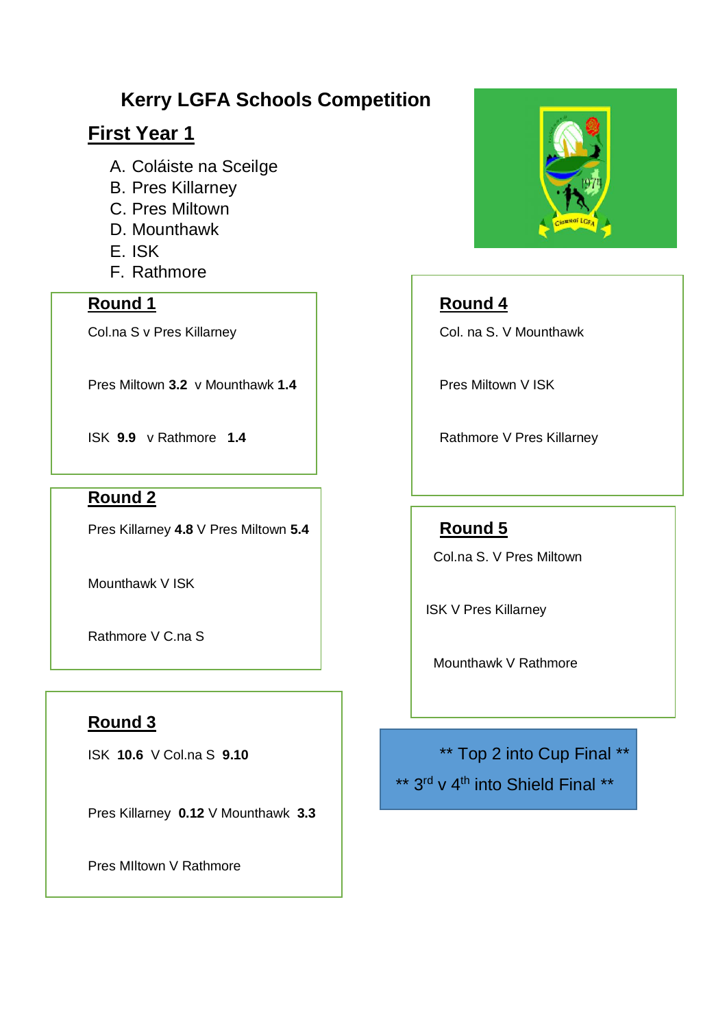# Kerry LGFA Schools Competition

## First Year 1

A. Coláiste na Sceilge
B. Pres Killarney
C. Pres Miltown
D. Mounthawk
E. ISK
F. Rathmore

### Round 1

Col.na S v Pres Killarney

Pres Miltown **3.2** v Mounthawk **1.4**

ISK **9.9** v Rathmore **1.4**

### Round 2

Pres Killarney **4.8** V Pres Miltown **5.4**

Mounthawk V ISK

Rathmore V C.na S

### Round 3

ISK **10.6** V Col.na S **9.10**

Pres Killarney **0.12** V Mounthawk **3.3**

Pres MIltown V Rathmore

### Round 4

Col. na S. V Mounthawk

Pres Miltown V ISK

Rathmore V Pres Killarney

### Round 5

Col.na S. V Pres Miltown

ISK V Pres Killarney

Mounthawk V Rathmore

** Top 2 into Cup Final **

** 3rd v 4th into Shield Final **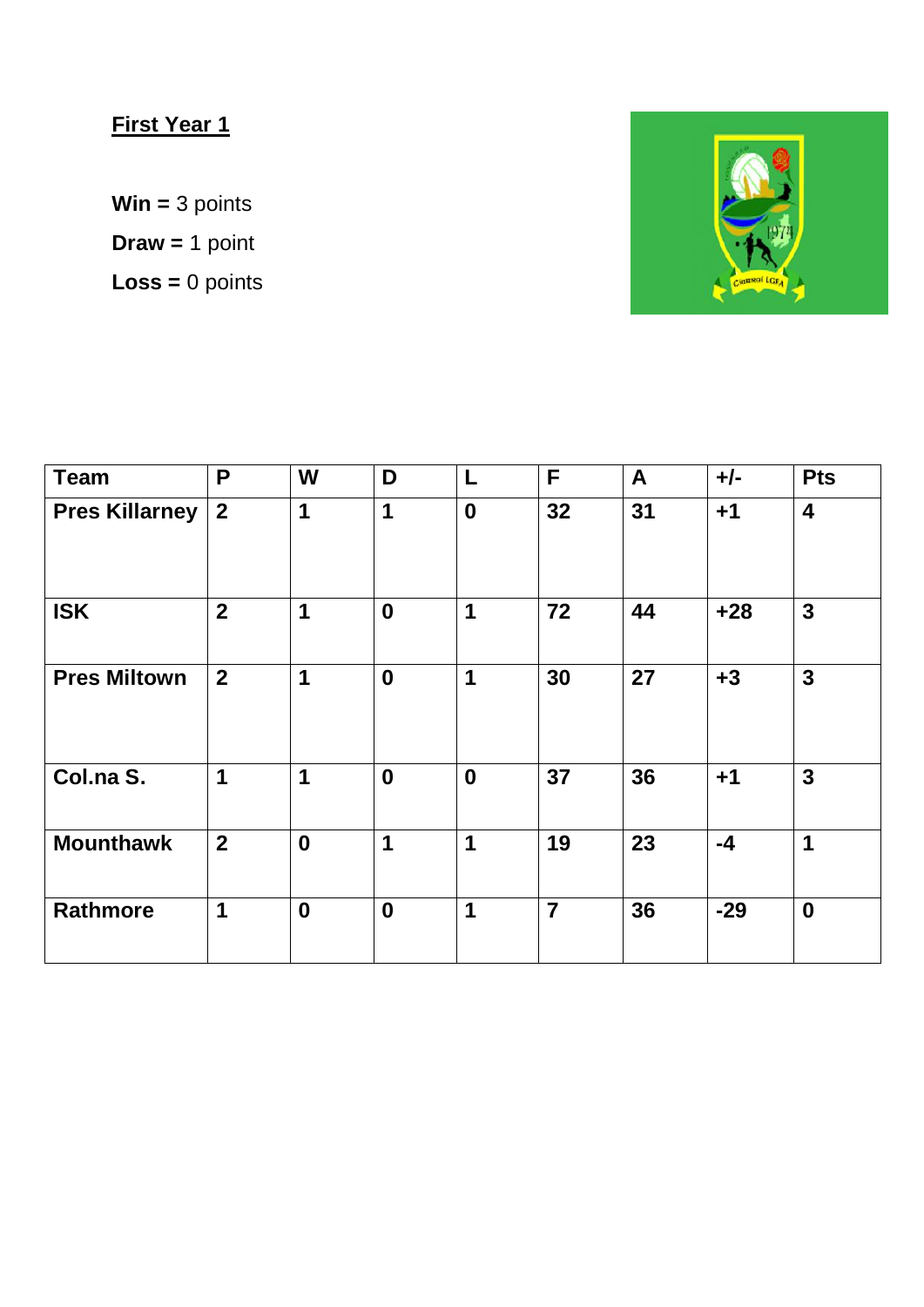**First Year 1**

**Win =** 3 points

**Draw =** 1 point

**Loss =** 0 points

| Team | P | W | D | L | F | A | +/- | Pts |
|---|---|---|---|---|---|---|---|---|
| **Pres Killarney** | **2** | **1** | **1** | **0** | **32** | **31** | **+1** | **4** |
| **ISK** | **2** | **1** | **0** | **1** | **72** | **44** | **+28** | **3** |
| **Pres Miltown** | **2** | **1** | **0** | **1** | **30** | **27** | **+3** | **3** |
| **Col.na S.** | **1** | **1** | **0** | **0** | **37** | **36** | **+1** | **3** |
| **Mounthawk** | **2** | **0** | **1** | **1** | **19** | **23** | **-4** | **1** |
| **Rathmore** | **1** | **0** | **0** | **1** | **7** | **36** | **-29** | **0** |